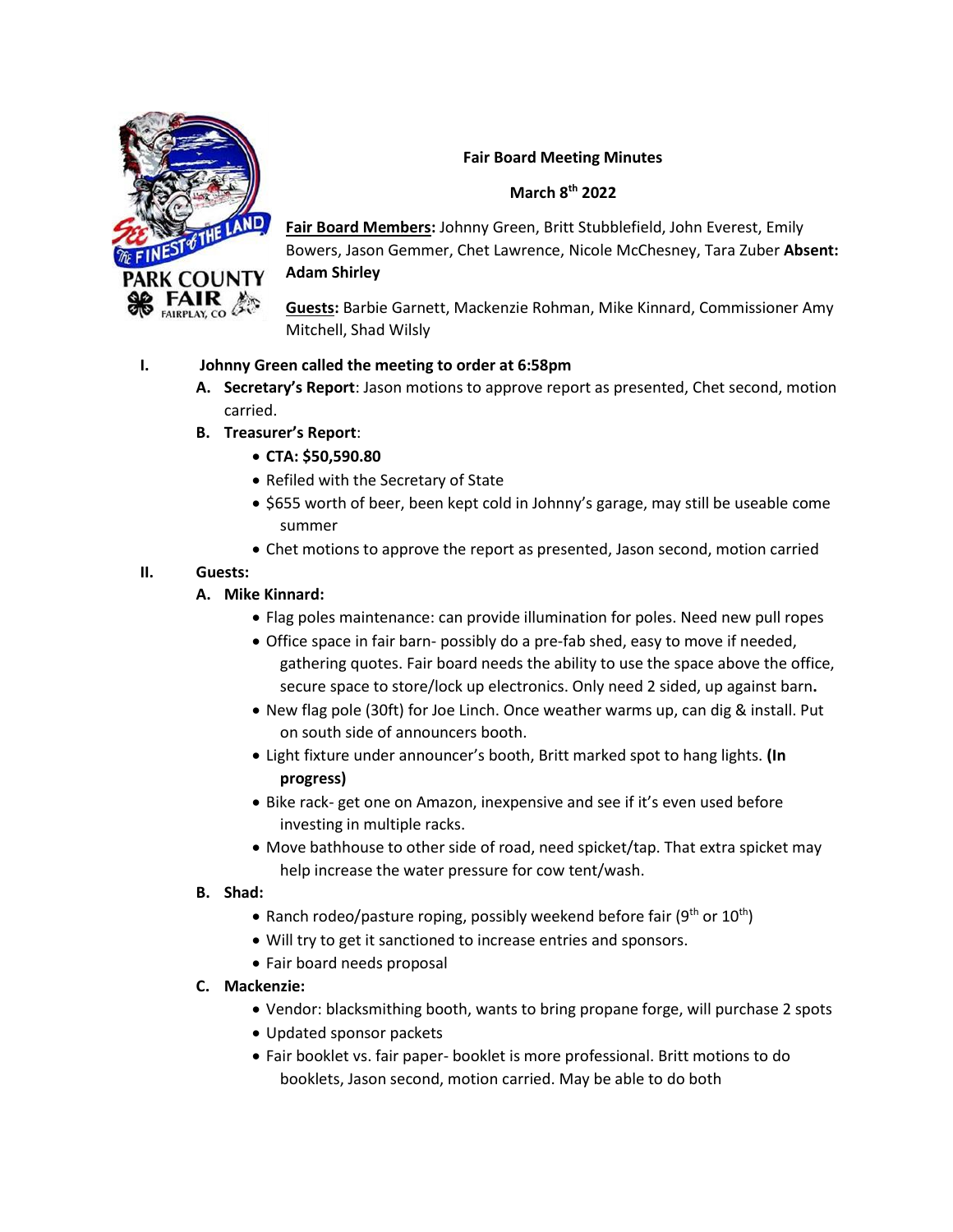# Fair Board Meeting Minutes

## March 8th 2022

**Fair Board Members:** Johnny Green, Britt Stubblefield, John Everest, Emily Bowers, Jason Gemmer, Chet Lawrence, Nicole McChesney, Tara Zuber **Absent: Adam Shirley**

**Guests:** Barbie Garnett, Mackenzie Rohman, Mike Kinnard, Commissioner Amy Mitchell, Shad Wilsly

**I. Johnny Green called the meeting to order at 6:58pm**

- **A. Secretary's Report**: Jason motions to approve report as presented, Chet second, motion carried.
- **B. Treasurer's Report**:
  - **CTA: $50,590.80**
  - Refiled with the Secretary of State
  - $655 worth of beer, been kept cold in Johnny's garage, may still be useable come summer
  - Chet motions to approve the report as presented, Jason second, motion carried

**II. Guests:**

- **A. Mike Kinnard:**
  - Flag poles maintenance: can provide illumination for poles. Need new pull ropes
  - Office space in fair barn- possibly do a pre-fab shed, easy to move if needed, gathering quotes. Fair board needs the ability to use the space above the office, secure space to store/lock up electronics. Only need 2 sided, up against barn**.**
  - New flag pole (30ft) for Joe Linch. Once weather warms up, can dig & install. Put on south side of announcers booth.
  - Light fixture under announcer's booth, Britt marked spot to hang lights. **(In progress)**
  - Bike rack- get one on Amazon, inexpensive and see if it's even used before investing in multiple racks.
  - Move bathhouse to other side of road, need spicket/tap. That extra spicket may help increase the water pressure for cow tent/wash.
- **B. Shad:**
  - Ranch rodeo/pasture roping, possibly weekend before fair (9th or 10th)
  - Will try to get it sanctioned to increase entries and sponsors.
  - Fair board needs proposal
- **C. Mackenzie:**
  - Vendor: blacksmithing booth, wants to bring propane forge, will purchase 2 spots
  - Updated sponsor packets
  - Fair booklet vs. fair paper- booklet is more professional. Britt motions to do booklets, Jason second, motion carried. May be able to do both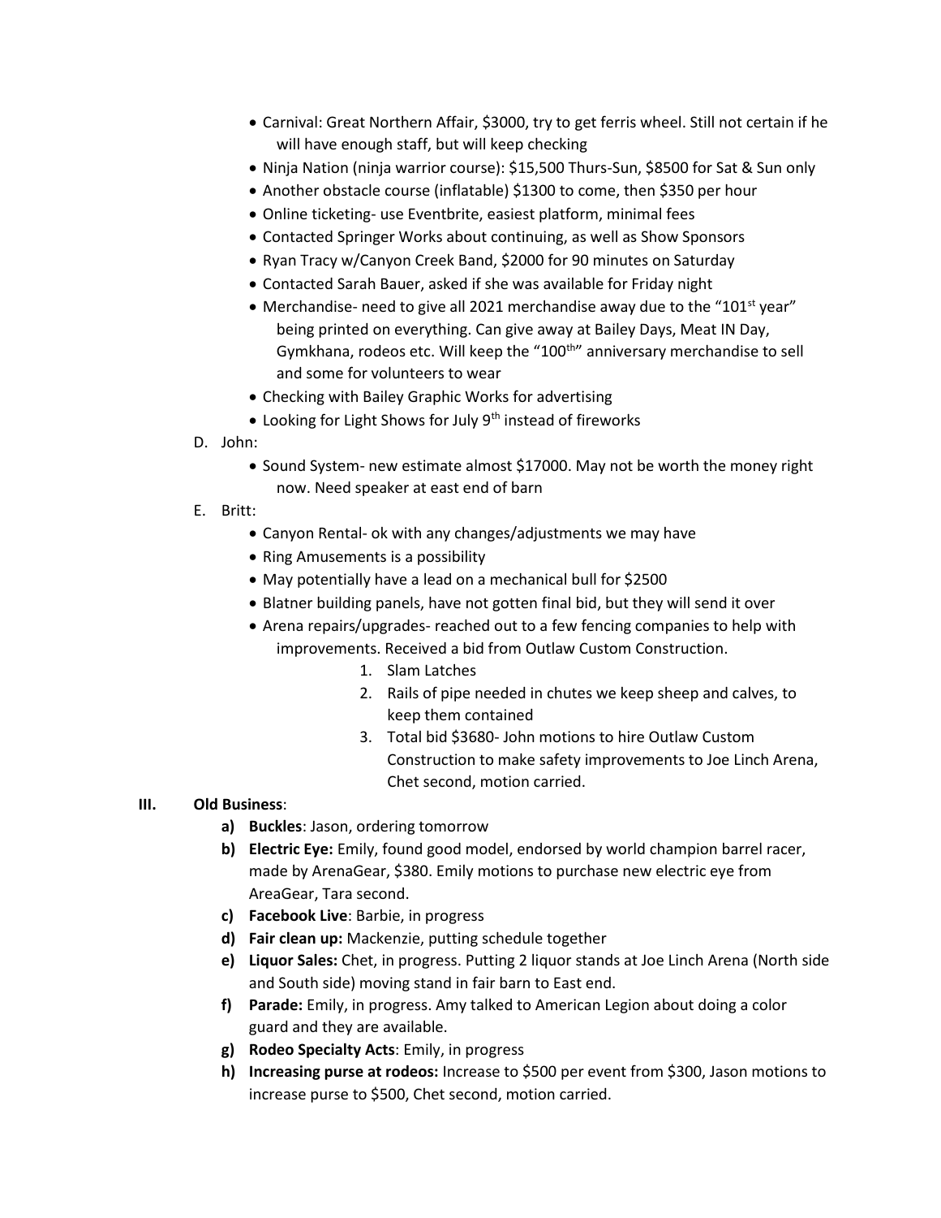- Carnival: Great Northern Affair, $3000, try to get ferris wheel. Still not certain if he will have enough staff, but will keep checking
- Ninja Nation (ninja warrior course): $15,500 Thurs-Sun, $8500 for Sat & Sun only
- Another obstacle course (inflatable) $1300 to come, then $350 per hour
- Online ticketing- use Eventbrite, easiest platform, minimal fees
- Contacted Springer Works about continuing, as well as Show Sponsors
- Ryan Tracy w/Canyon Creek Band, $2000 for 90 minutes on Saturday
- Contacted Sarah Bauer, asked if she was available for Friday night
- Merchandise- need to give all 2021 merchandise away due to the "101st year" being printed on everything. Can give away at Bailey Days, Meat IN Day, Gymkhana, rodeos etc. Will keep the "100th" anniversary merchandise to sell and some for volunteers to wear
- Checking with Bailey Graphic Works for advertising
- Looking for Light Shows for July 9th instead of fireworks

D. John:

- Sound System- new estimate almost $17000. May not be worth the money right now. Need speaker at east end of barn

E. Britt:

- Canyon Rental- ok with any changes/adjustments we may have
- Ring Amusements is a possibility
- May potentially have a lead on a mechanical bull for $2500
- Blatner building panels, have not gotten final bid, but they will send it over
- Arena repairs/upgrades- reached out to a few fencing companies to help with improvements. Received a bid from Outlaw Custom Construction.
    1. Slam Latches
    2. Rails of pipe needed in chutes we keep sheep and calves, to keep them contained
    3. Total bid $3680- John motions to hire Outlaw Custom Construction to make safety improvements to Joe Linch Arena, Chet second, motion carried.

## III. Old Business:

a) **Buckles**: Jason, ordering tomorrow

b) **Electric Eye:** Emily, found good model, endorsed by world champion barrel racer, made by ArenaGear, $380. Emily motions to purchase new electric eye from AreaGear, Tara second.

c) **Facebook Live**: Barbie, in progress

d) **Fair clean up:** Mackenzie, putting schedule together

e) **Liquor Sales:** Chet, in progress. Putting 2 liquor stands at Joe Linch Arena (North side and South side) moving stand in fair barn to East end.

f) **Parade:** Emily, in progress. Amy talked to American Legion about doing a color guard and they are available.

g) **Rodeo Specialty Acts**: Emily, in progress

h) **Increasing purse at rodeos:** Increase to $500 per event from $300, Jason motions to increase purse to $500, Chet second, motion carried.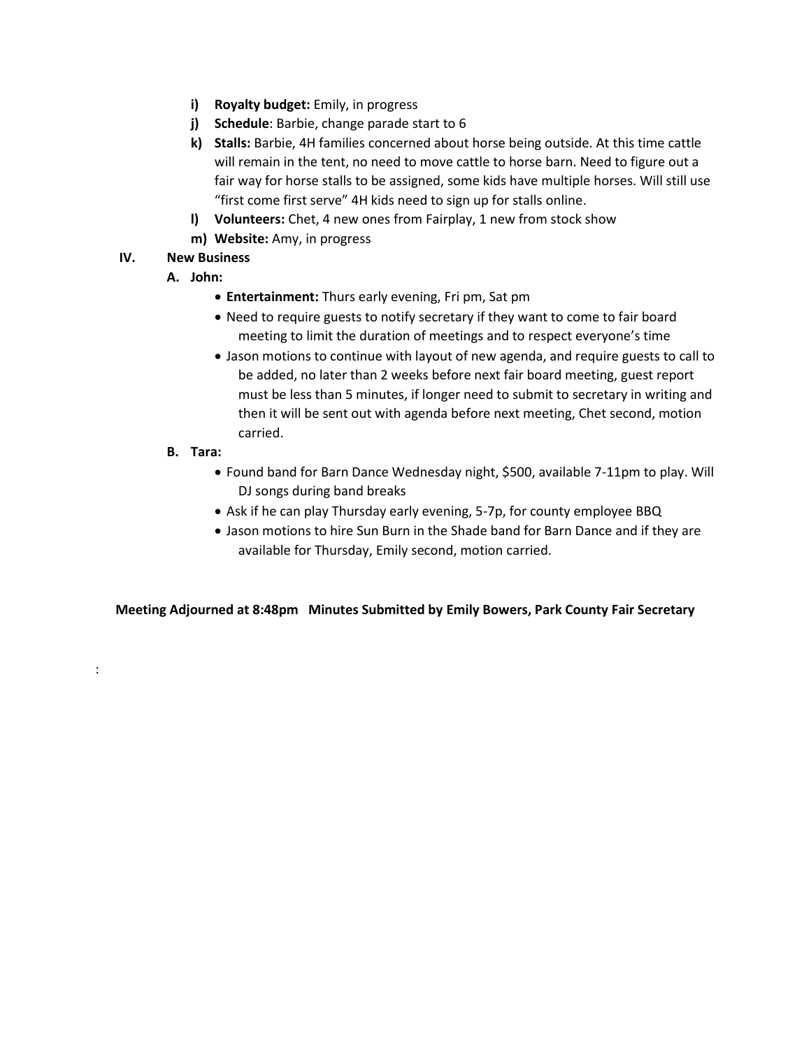i) **Royalty budget:** Emily, in progress

j) **Schedule**: Barbie, change parade start to 6

k) **Stalls:** Barbie, 4H families concerned about horse being outside. At this time cattle will remain in the tent, no need to move cattle to horse barn. Need to figure out a fair way for horse stalls to be assigned, some kids have multiple horses. Will still use "first come first serve" 4H kids need to sign up for stalls online.

l) **Volunteers:** Chet, 4 new ones from Fairplay, 1 new from stock show

m) **Website:** Amy, in progress

**IV. New Business**

**A. John:**

- **Entertainment:** Thurs early evening, Fri pm, Sat pm
- Need to require guests to notify secretary if they want to come to fair board meeting to limit the duration of meetings and to respect everyone's time
- Jason motions to continue with layout of new agenda, and require guests to call to be added, no later than 2 weeks before next fair board meeting, guest report must be less than 5 minutes, if longer need to submit to secretary in writing and then it will be sent out with agenda before next meeting, Chet second, motion carried.

**B. Tara:**

- Found band for Barn Dance Wednesday night, $500, available 7-11pm to play. Will DJ songs during band breaks
- Ask if he can play Thursday early evening, 5-7p, for county employee BBQ
- Jason motions to hire Sun Burn in the Shade band for Barn Dance and if they are available for Thursday, Emily second, motion carried.

**Meeting Adjourned at 8:48pm Minutes Submitted by Emily Bowers, Park County Fair Secretary**

: